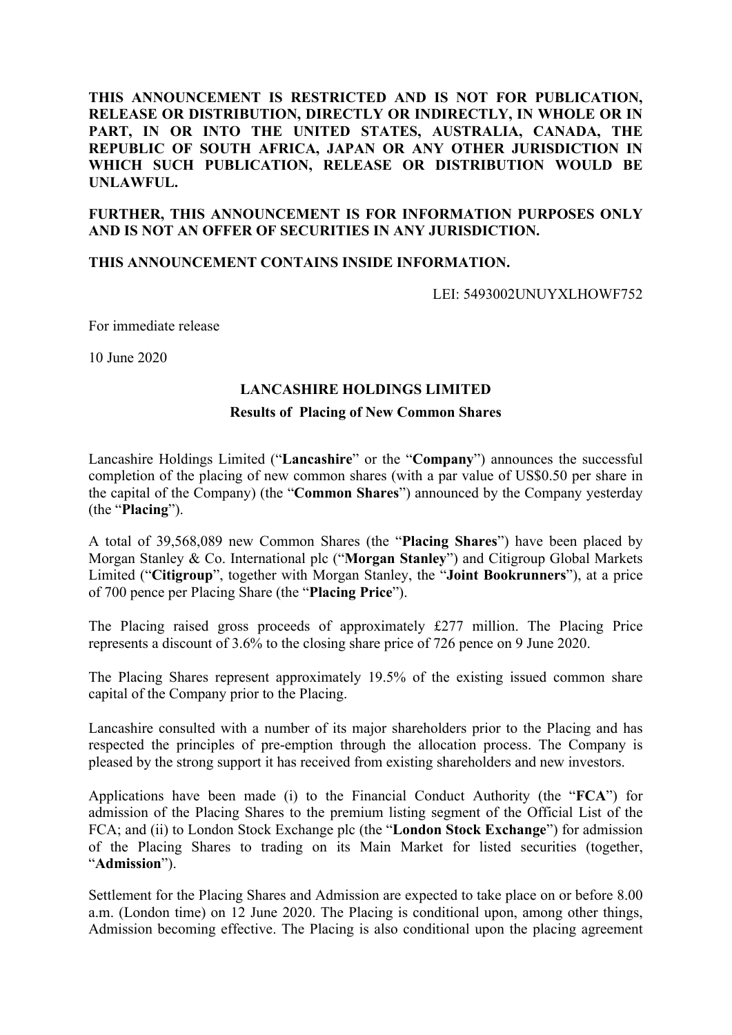**THIS ANNOUNCEMENT IS RESTRICTED AND IS NOT FOR PUBLICATION, RELEASE OR DISTRIBUTION, DIRECTLY OR INDIRECTLY, IN WHOLE OR IN PART, IN OR INTO THE UNITED STATES, AUSTRALIA, CANADA, THE REPUBLIC OF SOUTH AFRICA, JAPAN OR ANY OTHER JURISDICTION IN WHICH SUCH PUBLICATION, RELEASE OR DISTRIBUTION WOULD BE UNLAWFUL.**

**FURTHER, THIS ANNOUNCEMENT IS FOR INFORMATION PURPOSES ONLY AND IS NOT AN OFFER OF SECURITIES IN ANY JURISDICTION.**

**THIS ANNOUNCEMENT CONTAINS INSIDE INFORMATION.**

LEI: 5493002UNUYXLHOWF752

For immediate release

10 June 2020

# LANCASHIRE HOLDINGS LIMITED

## Results of Placing of New Common Shares

Lancashire Holdings Limited ("**Lancashire**" or the "**Company**") announces the successful completion of the placing of new common shares (with a par value of US$0.50 per share in the capital of the Company) (the "**Common Shares**") announced by the Company yesterday (the "**Placing**").

A total of 39,568,089 new Common Shares (the "**Placing Shares**") have been placed by Morgan Stanley & Co. International plc ("**Morgan Stanley**") and Citigroup Global Markets Limited ("**Citigroup**", together with Morgan Stanley, the "**Joint Bookrunners**"), at a price of 700 pence per Placing Share (the "**Placing Price**").

The Placing raised gross proceeds of approximately £277 million. The Placing Price represents a discount of 3.6% to the closing share price of 726 pence on 9 June 2020.

The Placing Shares represent approximately 19.5% of the existing issued common share capital of the Company prior to the Placing.

Lancashire consulted with a number of its major shareholders prior to the Placing and has respected the principles of pre-emption through the allocation process. The Company is pleased by the strong support it has received from existing shareholders and new investors.

Applications have been made (i) to the Financial Conduct Authority (the "**FCA**") for admission of the Placing Shares to the premium listing segment of the Official List of the FCA; and (ii) to London Stock Exchange plc (the "**London Stock Exchange**") for admission of the Placing Shares to trading on its Main Market for listed securities (together, "**Admission**").

Settlement for the Placing Shares and Admission are expected to take place on or before 8.00 a.m. (London time) on 12 June 2020. The Placing is conditional upon, among other things, Admission becoming effective. The Placing is also conditional upon the placing agreement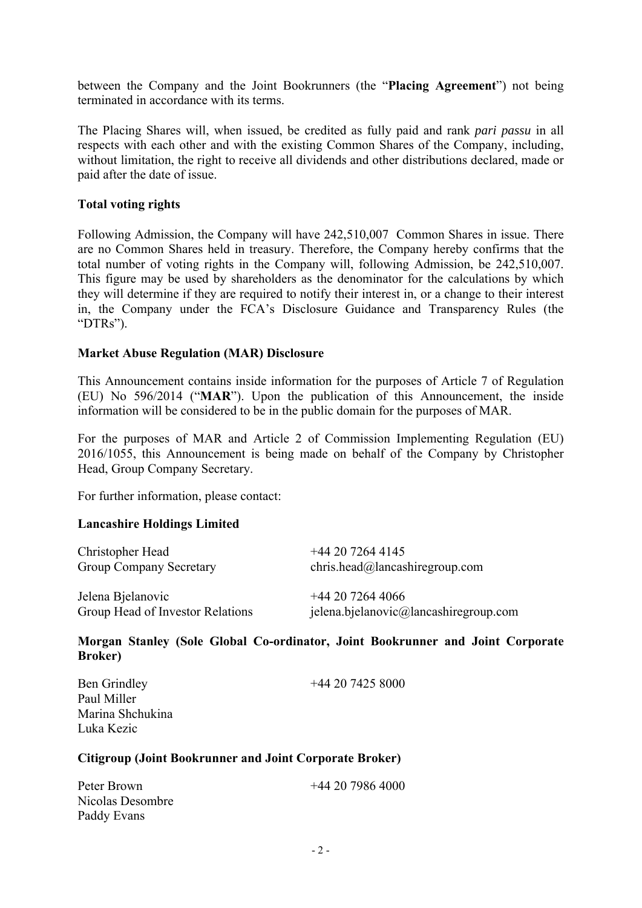between the Company and the Joint Bookrunners (the "**Placing Agreement**") not being terminated in accordance with its terms.

The Placing Shares will, when issued, be credited as fully paid and rank *pari passu* in all respects with each other and with the existing Common Shares of the Company, including, without limitation, the right to receive all dividends and other distributions declared, made or paid after the date of issue.

**Total voting rights**

Following Admission, the Company will have 242,510,007 Common Shares in issue. There are no Common Shares held in treasury. Therefore, the Company hereby confirms that the total number of voting rights in the Company will, following Admission, be 242,510,007. This figure may be used by shareholders as the denominator for the calculations by which they will determine if they are required to notify their interest in, or a change to their interest in, the Company under the FCA's Disclosure Guidance and Transparency Rules (the "DTRs").

**Market Abuse Regulation (MAR) Disclosure**

This Announcement contains inside information for the purposes of Article 7 of Regulation (EU) No 596/2014 ("**MAR**"). Upon the publication of this Announcement, the inside information will be considered to be in the public domain for the purposes of MAR.

For the purposes of MAR and Article 2 of Commission Implementing Regulation (EU) 2016/1055, this Announcement is being made on behalf of the Company by Christopher Head, Group Company Secretary.

For further information, please contact:

**Lancashire Holdings Limited**

Christopher Head  
Group Company Secretary  
+44 20 7264 4145  
chris.head@lancashiregroup.com

Jelena Bjelanovic  
Group Head of Investor Relations  
+44 20 7264 4066  
jelena.bjelanovic@lancashiregroup.com

**Morgan Stanley (Sole Global Co-ordinator, Joint Bookrunner and Joint Corporate Broker)**

Ben Grindley  
Paul Miller  
Marina Shchukina  
Luka Kezic  
+44 20 7425 8000

**Citigroup (Joint Bookrunner and Joint Corporate Broker)**

Peter Brown  
Nicolas Desombre  
Paddy Evans  
+44 20 7986 4000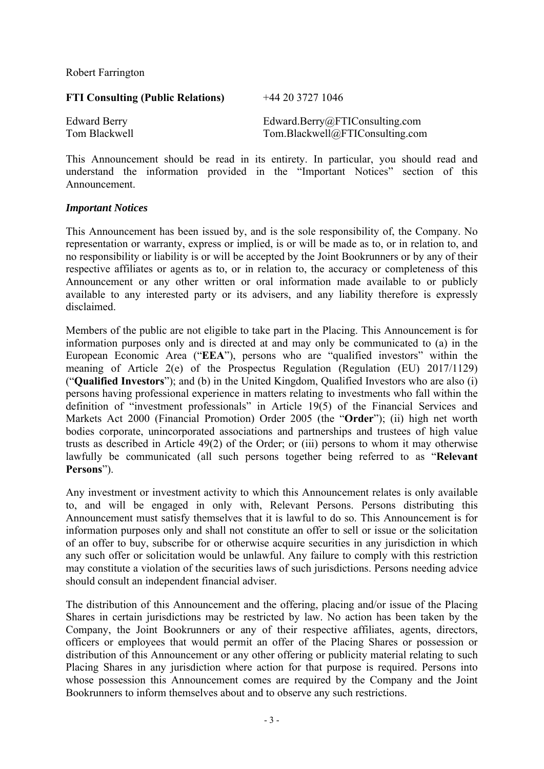Robert Farrington

**FTI Consulting (Public Relations)** +44 20 3727 1046

Edward Berry Edward.Berry@FTIConsulting.com
Tom Blackwell Tom.Blackwell@FTIConsulting.com

This Announcement should be read in its entirety. In particular, you should read and understand the information provided in the "Important Notices" section of this Announcement.

***Important Notices***

This Announcement has been issued by, and is the sole responsibility of, the Company. No representation or warranty, express or implied, is or will be made as to, or in relation to, and no responsibility or liability is or will be accepted by the Joint Bookrunners or by any of their respective affiliates or agents as to, or in relation to, the accuracy or completeness of this Announcement or any other written or oral information made available to or publicly available to any interested party or its advisers, and any liability therefore is expressly disclaimed.

Members of the public are not eligible to take part in the Placing. This Announcement is for information purposes only and is directed at and may only be communicated to (a) in the European Economic Area ("**EEA**"), persons who are "qualified investors" within the meaning of Article 2(e) of the Prospectus Regulation (Regulation (EU) 2017/1129) ("**Qualified Investors**"); and (b) in the United Kingdom, Qualified Investors who are also (i) persons having professional experience in matters relating to investments who fall within the definition of "investment professionals" in Article 19(5) of the Financial Services and Markets Act 2000 (Financial Promotion) Order 2005 (the "**Order**"); (ii) high net worth bodies corporate, unincorporated associations and partnerships and trustees of high value trusts as described in Article 49(2) of the Order; or (iii) persons to whom it may otherwise lawfully be communicated (all such persons together being referred to as "**Relevant Persons**").

Any investment or investment activity to which this Announcement relates is only available to, and will be engaged in only with, Relevant Persons. Persons distributing this Announcement must satisfy themselves that it is lawful to do so. This Announcement is for information purposes only and shall not constitute an offer to sell or issue or the solicitation of an offer to buy, subscribe for or otherwise acquire securities in any jurisdiction in which any such offer or solicitation would be unlawful. Any failure to comply with this restriction may constitute a violation of the securities laws of such jurisdictions. Persons needing advice should consult an independent financial adviser.

The distribution of this Announcement and the offering, placing and/or issue of the Placing Shares in certain jurisdictions may be restricted by law. No action has been taken by the Company, the Joint Bookrunners or any of their respective affiliates, agents, directors, officers or employees that would permit an offer of the Placing Shares or possession or distribution of this Announcement or any other offering or publicity material relating to such Placing Shares in any jurisdiction where action for that purpose is required. Persons into whose possession this Announcement comes are required by the Company and the Joint Bookrunners to inform themselves about and to observe any such restrictions.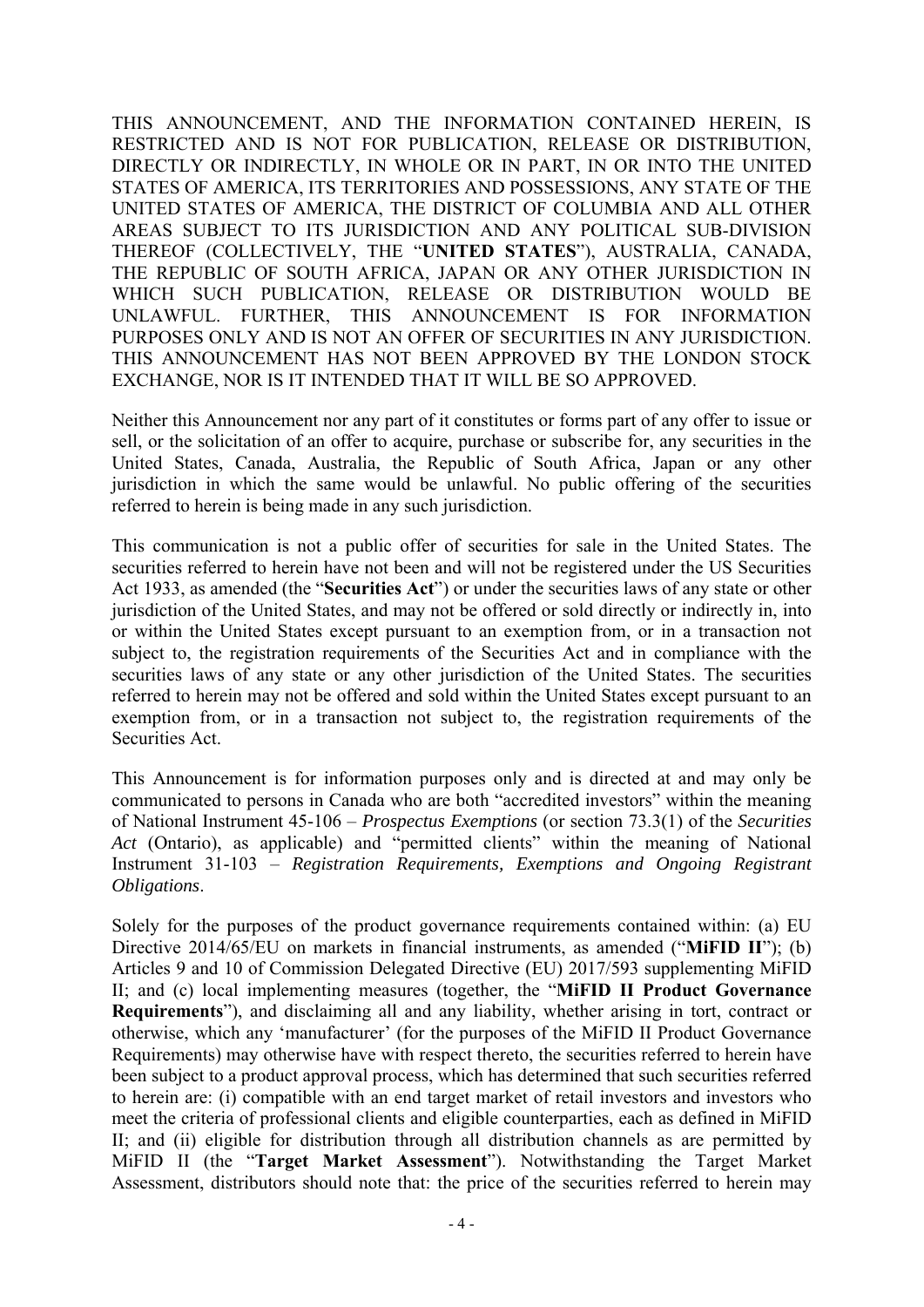THIS ANNOUNCEMENT, AND THE INFORMATION CONTAINED HEREIN, IS RESTRICTED AND IS NOT FOR PUBLICATION, RELEASE OR DISTRIBUTION, DIRECTLY OR INDIRECTLY, IN WHOLE OR IN PART, IN OR INTO THE UNITED STATES OF AMERICA, ITS TERRITORIES AND POSSESSIONS, ANY STATE OF THE UNITED STATES OF AMERICA, THE DISTRICT OF COLUMBIA AND ALL OTHER AREAS SUBJECT TO ITS JURISDICTION AND ANY POLITICAL SUB-DIVISION THEREOF (COLLECTIVELY, THE "**UNITED STATES**"), AUSTRALIA, CANADA, THE REPUBLIC OF SOUTH AFRICA, JAPAN OR ANY OTHER JURISDICTION IN WHICH SUCH PUBLICATION, RELEASE OR DISTRIBUTION WOULD BE UNLAWFUL. FURTHER, THIS ANNOUNCEMENT IS FOR INFORMATION PURPOSES ONLY AND IS NOT AN OFFER OF SECURITIES IN ANY JURISDICTION. THIS ANNOUNCEMENT HAS NOT BEEN APPROVED BY THE LONDON STOCK EXCHANGE, NOR IS IT INTENDED THAT IT WILL BE SO APPROVED.

Neither this Announcement nor any part of it constitutes or forms part of any offer to issue or sell, or the solicitation of an offer to acquire, purchase or subscribe for, any securities in the United States, Canada, Australia, the Republic of South Africa, Japan or any other jurisdiction in which the same would be unlawful. No public offering of the securities referred to herein is being made in any such jurisdiction.

This communication is not a public offer of securities for sale in the United States. The securities referred to herein have not been and will not be registered under the US Securities Act 1933, as amended (the "**Securities Act**") or under the securities laws of any state or other jurisdiction of the United States, and may not be offered or sold directly or indirectly in, into or within the United States except pursuant to an exemption from, or in a transaction not subject to, the registration requirements of the Securities Act and in compliance with the securities laws of any state or any other jurisdiction of the United States. The securities referred to herein may not be offered and sold within the United States except pursuant to an exemption from, or in a transaction not subject to, the registration requirements of the Securities Act.

This Announcement is for information purposes only and is directed at and may only be communicated to persons in Canada who are both "accredited investors" within the meaning of National Instrument 45-106 – *Prospectus Exemptions* (or section 73.3(1) of the *Securities Act* (Ontario), as applicable) and "permitted clients" within the meaning of National Instrument 31-103 – *Registration Requirements, Exemptions and Ongoing Registrant Obligations*.

Solely for the purposes of the product governance requirements contained within: (a) EU Directive 2014/65/EU on markets in financial instruments, as amended ("**MiFID II**"); (b) Articles 9 and 10 of Commission Delegated Directive (EU) 2017/593 supplementing MiFID II; and (c) local implementing measures (together, the "**MiFID II Product Governance Requirements**"), and disclaiming all and any liability, whether arising in tort, contract or otherwise, which any 'manufacturer' (for the purposes of the MiFID II Product Governance Requirements) may otherwise have with respect thereto, the securities referred to herein have been subject to a product approval process, which has determined that such securities referred to herein are: (i) compatible with an end target market of retail investors and investors who meet the criteria of professional clients and eligible counterparties, each as defined in MiFID II; and (ii) eligible for distribution through all distribution channels as are permitted by MiFID II (the "**Target Market Assessment**"). Notwithstanding the Target Market Assessment, distributors should note that: the price of the securities referred to herein may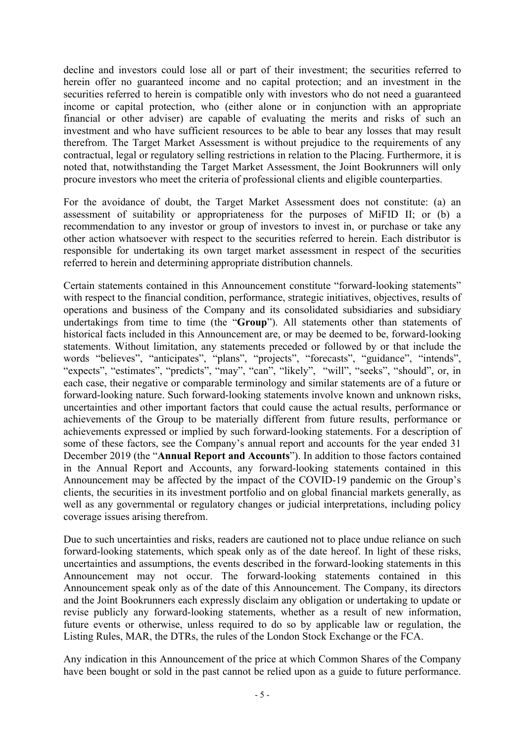decline and investors could lose all or part of their investment; the securities referred to herein offer no guaranteed income and no capital protection; and an investment in the securities referred to herein is compatible only with investors who do not need a guaranteed income or capital protection, who (either alone or in conjunction with an appropriate financial or other adviser) are capable of evaluating the merits and risks of such an investment and who have sufficient resources to be able to bear any losses that may result therefrom. The Target Market Assessment is without prejudice to the requirements of any contractual, legal or regulatory selling restrictions in relation to the Placing. Furthermore, it is noted that, notwithstanding the Target Market Assessment, the Joint Bookrunners will only procure investors who meet the criteria of professional clients and eligible counterparties.

For the avoidance of doubt, the Target Market Assessment does not constitute: (a) an assessment of suitability or appropriateness for the purposes of MiFID II; or (b) a recommendation to any investor or group of investors to invest in, or purchase or take any other action whatsoever with respect to the securities referred to herein. Each distributor is responsible for undertaking its own target market assessment in respect of the securities referred to herein and determining appropriate distribution channels.

Certain statements contained in this Announcement constitute "forward-looking statements" with respect to the financial condition, performance, strategic initiatives, objectives, results of operations and business of the Company and its consolidated subsidiaries and subsidiary undertakings from time to time (the "**Group**"). All statements other than statements of historical facts included in this Announcement are, or may be deemed to be, forward-looking statements. Without limitation, any statements preceded or followed by or that include the words "believes", "anticipates", "plans", "projects", "forecasts", "guidance", "intends", "expects", "estimates", "predicts", "may", "can", "likely", "will", "seeks", "should", or, in each case, their negative or comparable terminology and similar statements are of a future or forward-looking nature. Such forward-looking statements involve known and unknown risks, uncertainties and other important factors that could cause the actual results, performance or achievements of the Group to be materially different from future results, performance or achievements expressed or implied by such forward-looking statements. For a description of some of these factors, see the Company's annual report and accounts for the year ended 31 December 2019 (the "**Annual Report and Accounts**"). In addition to those factors contained in the Annual Report and Accounts, any forward-looking statements contained in this Announcement may be affected by the impact of the COVID-19 pandemic on the Group's clients, the securities in its investment portfolio and on global financial markets generally, as well as any governmental or regulatory changes or judicial interpretations, including policy coverage issues arising therefrom.

Due to such uncertainties and risks, readers are cautioned not to place undue reliance on such forward-looking statements, which speak only as of the date hereof. In light of these risks, uncertainties and assumptions, the events described in the forward-looking statements in this Announcement may not occur. The forward-looking statements contained in this Announcement speak only as of the date of this Announcement. The Company, its directors and the Joint Bookrunners each expressly disclaim any obligation or undertaking to update or revise publicly any forward-looking statements, whether as a result of new information, future events or otherwise, unless required to do so by applicable law or regulation, the Listing Rules, MAR, the DTRs, the rules of the London Stock Exchange or the FCA.

Any indication in this Announcement of the price at which Common Shares of the Company have been bought or sold in the past cannot be relied upon as a guide to future performance.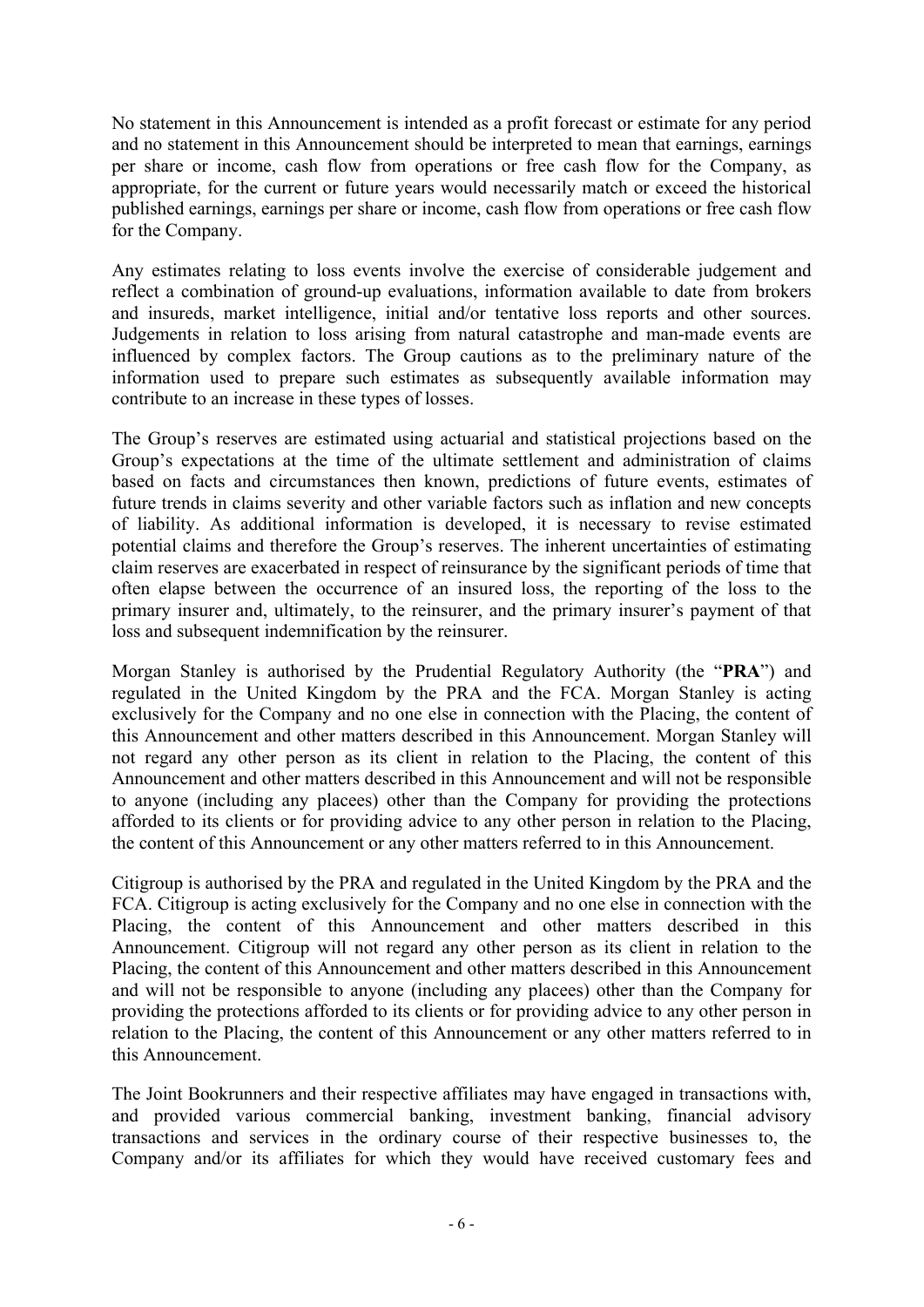No statement in this Announcement is intended as a profit forecast or estimate for any period and no statement in this Announcement should be interpreted to mean that earnings, earnings per share or income, cash flow from operations or free cash flow for the Company, as appropriate, for the current or future years would necessarily match or exceed the historical published earnings, earnings per share or income, cash flow from operations or free cash flow for the Company.

Any estimates relating to loss events involve the exercise of considerable judgement and reflect a combination of ground-up evaluations, information available to date from brokers and insureds, market intelligence, initial and/or tentative loss reports and other sources. Judgements in relation to loss arising from natural catastrophe and man-made events are influenced by complex factors. The Group cautions as to the preliminary nature of the information used to prepare such estimates as subsequently available information may contribute to an increase in these types of losses.

The Group's reserves are estimated using actuarial and statistical projections based on the Group's expectations at the time of the ultimate settlement and administration of claims based on facts and circumstances then known, predictions of future events, estimates of future trends in claims severity and other variable factors such as inflation and new concepts of liability. As additional information is developed, it is necessary to revise estimated potential claims and therefore the Group's reserves. The inherent uncertainties of estimating claim reserves are exacerbated in respect of reinsurance by the significant periods of time that often elapse between the occurrence of an insured loss, the reporting of the loss to the primary insurer and, ultimately, to the reinsurer, and the primary insurer's payment of that loss and subsequent indemnification by the reinsurer.

Morgan Stanley is authorised by the Prudential Regulatory Authority (the "**PRA**") and regulated in the United Kingdom by the PRA and the FCA. Morgan Stanley is acting exclusively for the Company and no one else in connection with the Placing, the content of this Announcement and other matters described in this Announcement. Morgan Stanley will not regard any other person as its client in relation to the Placing, the content of this Announcement and other matters described in this Announcement and will not be responsible to anyone (including any placees) other than the Company for providing the protections afforded to its clients or for providing advice to any other person in relation to the Placing, the content of this Announcement or any other matters referred to in this Announcement.

Citigroup is authorised by the PRA and regulated in the United Kingdom by the PRA and the FCA. Citigroup is acting exclusively for the Company and no one else in connection with the Placing, the content of this Announcement and other matters described in this Announcement. Citigroup will not regard any other person as its client in relation to the Placing, the content of this Announcement and other matters described in this Announcement and will not be responsible to anyone (including any placees) other than the Company for providing the protections afforded to its clients or for providing advice to any other person in relation to the Placing, the content of this Announcement or any other matters referred to in this Announcement.

The Joint Bookrunners and their respective affiliates may have engaged in transactions with, and provided various commercial banking, investment banking, financial advisory transactions and services in the ordinary course of their respective businesses to, the Company and/or its affiliates for which they would have received customary fees and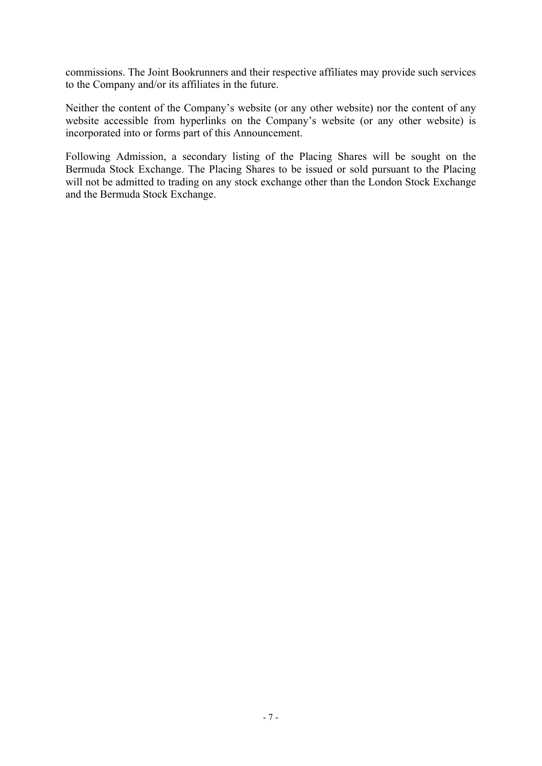commissions. The Joint Bookrunners and their respective affiliates may provide such services to the Company and/or its affiliates in the future.

Neither the content of the Company's website (or any other website) nor the content of any website accessible from hyperlinks on the Company's website (or any other website) is incorporated into or forms part of this Announcement.

Following Admission, a secondary listing of the Placing Shares will be sought on the Bermuda Stock Exchange. The Placing Shares to be issued or sold pursuant to the Placing will not be admitted to trading on any stock exchange other than the London Stock Exchange and the Bermuda Stock Exchange.